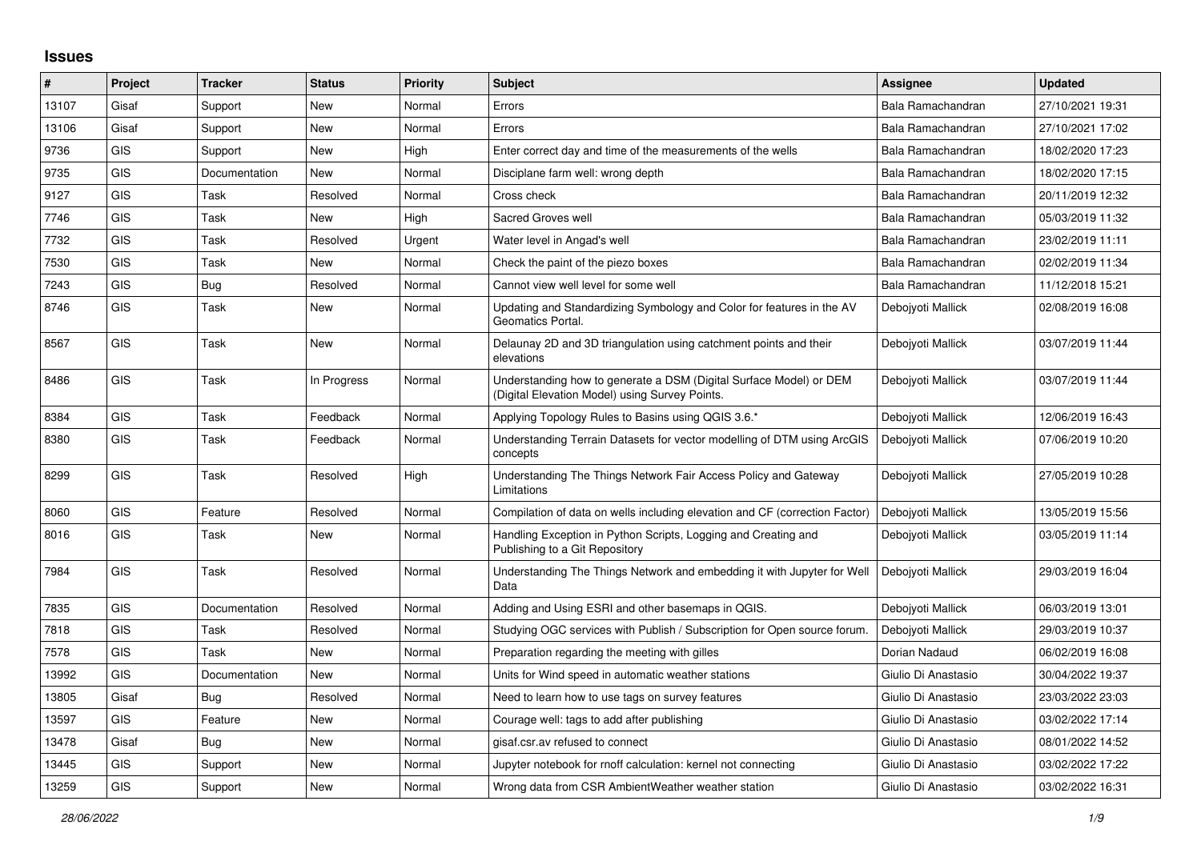# Issues

| # | Project | Tracker | Status | Priority | Subject | Assignee | Updated |
|---|---|---|---|---|---|---|---|
| 13107 | Gisaf | Support | New | Normal | Errors | Bala Ramachandran | 27/10/2021 19:31 |
| 13106 | Gisaf | Support | New | Normal | Errors | Bala Ramachandran | 27/10/2021 17:02 |
| 9736 | GIS | Support | New | High | Enter correct day and time of the measurements of the wells | Bala Ramachandran | 18/02/2020 17:23 |
| 9735 | GIS | Documentation | New | Normal | Disciplane farm well: wrong depth | Bala Ramachandran | 18/02/2020 17:15 |
| 9127 | GIS | Task | Resolved | Normal | Cross check | Bala Ramachandran | 20/11/2019 12:32 |
| 7746 | GIS | Task | New | High | Sacred Groves well | Bala Ramachandran | 05/03/2019 11:32 |
| 7732 | GIS | Task | Resolved | Urgent | Water level in Angad's well | Bala Ramachandran | 23/02/2019 11:11 |
| 7530 | GIS | Task | New | Normal | Check the paint of the piezo boxes | Bala Ramachandran | 02/02/2019 11:34 |
| 7243 | GIS | Bug | Resolved | Normal | Cannot view well level for some well | Bala Ramachandran | 11/12/2018 15:21 |
| 8746 | GIS | Task | New | Normal | Updating and Standardizing Symbology and Color for features in the AV Geomatics Portal. | Debojyoti Mallick | 02/08/2019 16:08 |
| 8567 | GIS | Task | New | Normal | Delaunay 2D and 3D triangulation using catchment points and their elevations | Debojyoti Mallick | 03/07/2019 11:44 |
| 8486 | GIS | Task | In Progress | Normal | Understanding how to generate a DSM (Digital Surface Model) or DEM (Digital Elevation Model) using Survey Points. | Debojyoti Mallick | 03/07/2019 11:44 |
| 8384 | GIS | Task | Feedback | Normal | Applying Topology Rules to Basins using QGIS 3.6.* | Debojyoti Mallick | 12/06/2019 16:43 |
| 8380 | GIS | Task | Feedback | Normal | Understanding Terrain Datasets for vector modelling of DTM using ArcGIS concepts | Debojyoti Mallick | 07/06/2019 10:20 |
| 8299 | GIS | Task | Resolved | High | Understanding The Things Network Fair Access Policy and Gateway Limitations | Debojyoti Mallick | 27/05/2019 10:28 |
| 8060 | GIS | Feature | Resolved | Normal | Compilation of data on wells including elevation and CF (correction Factor) | Debojyoti Mallick | 13/05/2019 15:56 |
| 8016 | GIS | Task | New | Normal | Handling Exception in Python Scripts, Logging and Creating and Publishing to a Git Repository | Debojyoti Mallick | 03/05/2019 11:14 |
| 7984 | GIS | Task | Resolved | Normal | Understanding The Things Network and embedding it with Jupyter for Well Data | Debojyoti Mallick | 29/03/2019 16:04 |
| 7835 | GIS | Documentation | Resolved | Normal | Adding and Using ESRI and other basemaps in QGIS. | Debojyoti Mallick | 06/03/2019 13:01 |
| 7818 | GIS | Task | Resolved | Normal | Studying OGC services with Publish / Subscription for Open source forum. | Debojyoti Mallick | 29/03/2019 10:37 |
| 7578 | GIS | Task | New | Normal | Preparation regarding the meeting with gilles | Dorian Nadaud | 06/02/2019 16:08 |
| 13992 | GIS | Documentation | New | Normal | Units for Wind speed in automatic weather stations | Giulio Di Anastasio | 30/04/2022 19:37 |
| 13805 | Gisaf | Bug | Resolved | Normal | Need to learn how to use tags on survey features | Giulio Di Anastasio | 23/03/2022 23:03 |
| 13597 | GIS | Feature | New | Normal | Courage well: tags to add after publishing | Giulio Di Anastasio | 03/02/2022 17:14 |
| 13478 | Gisaf | Bug | New | Normal | gisaf.csr.av refused to connect | Giulio Di Anastasio | 08/01/2022 14:52 |
| 13445 | GIS | Support | New | Normal | Jupyter notebook for rnoff calculation: kernel not connecting | Giulio Di Anastasio | 03/02/2022 17:22 |
| 13259 | GIS | Support | New | Normal | Wrong data from CSR AmbientWeather weather station | Giulio Di Anastasio | 03/02/2022 16:31 |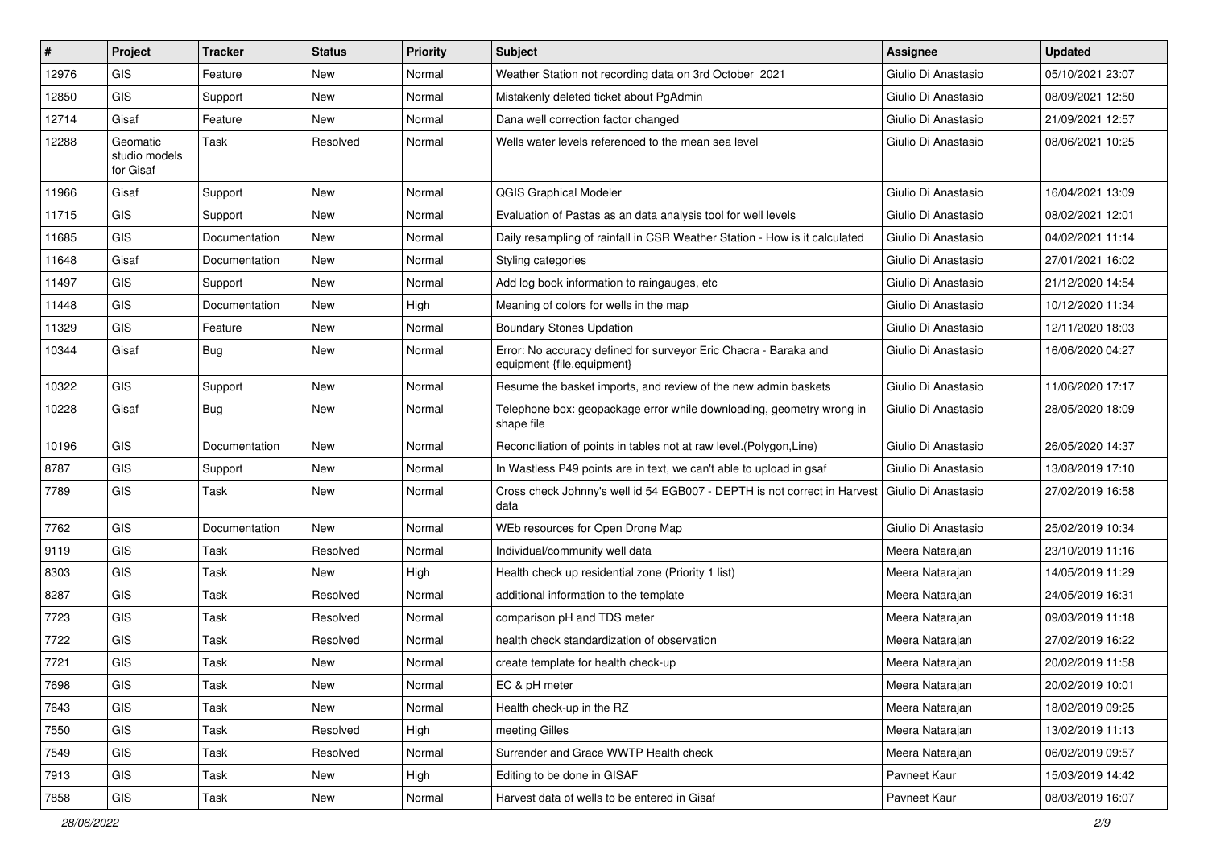| # | Project | Tracker | Status | Priority | Subject | Assignee | Updated |
|---|---|---|---|---|---|---|---|
| 12976 | GIS | Feature | New | Normal | Weather Station not recording data on 3rd October 2021 | Giulio Di Anastasio | 05/10/2021 23:07 |
| 12850 | GIS | Support | New | Normal | Mistakenly deleted ticket about PgAdmin | Giulio Di Anastasio | 08/09/2021 12:50 |
| 12714 | Gisaf | Feature | New | Normal | Dana well correction factor changed | Giulio Di Anastasio | 21/09/2021 12:57 |
| 12288 | Geomatic studio models for Gisaf | Task | Resolved | Normal | Wells water levels referenced to the mean sea level | Giulio Di Anastasio | 08/06/2021 10:25 |
| 11966 | Gisaf | Support | New | Normal | QGIS Graphical Modeler | Giulio Di Anastasio | 16/04/2021 13:09 |
| 11715 | GIS | Support | New | Normal | Evaluation of Pastas as an data analysis tool for well levels | Giulio Di Anastasio | 08/02/2021 12:01 |
| 11685 | GIS | Documentation | New | Normal | Daily resampling of rainfall in CSR Weather Station - How is it calculated | Giulio Di Anastasio | 04/02/2021 11:14 |
| 11648 | Gisaf | Documentation | New | Normal | Styling categories | Giulio Di Anastasio | 27/01/2021 16:02 |
| 11497 | GIS | Support | New | Normal | Add log book information to raingauges, etc | Giulio Di Anastasio | 21/12/2020 14:54 |
| 11448 | GIS | Documentation | New | High | Meaning of colors for wells in the map | Giulio Di Anastasio | 10/12/2020 11:34 |
| 11329 | GIS | Feature | New | Normal | Boundary Stones Updation | Giulio Di Anastasio | 12/11/2020 18:03 |
| 10344 | Gisaf | Bug | New | Normal | Error: No accuracy defined for surveyor Eric Chacra - Baraka and equipment {file.equipment} | Giulio Di Anastasio | 16/06/2020 04:27 |
| 10322 | GIS | Support | New | Normal | Resume the basket imports, and review of the new admin baskets | Giulio Di Anastasio | 11/06/2020 17:17 |
| 10228 | Gisaf | Bug | New | Normal | Telephone box: geopackage error while downloading, geometry wrong in shape file | Giulio Di Anastasio | 28/05/2020 18:09 |
| 10196 | GIS | Documentation | New | Normal | Reconciliation of points in tables not at raw level.(Polygon,Line) | Giulio Di Anastasio | 26/05/2020 14:37 |
| 8787 | GIS | Support | New | Normal | In Wastless P49 points are in text, we can't able to upload in gsaf | Giulio Di Anastasio | 13/08/2019 17:10 |
| 7789 | GIS | Task | New | Normal | Cross check Johnny's well id 54 EGB007 - DEPTH is not correct in Harvest data | Giulio Di Anastasio | 27/02/2019 16:58 |
| 7762 | GIS | Documentation | New | Normal | WEb resources for Open Drone Map | Giulio Di Anastasio | 25/02/2019 10:34 |
| 9119 | GIS | Task | Resolved | Normal | Individual/community well data | Meera Natarajan | 23/10/2019 11:16 |
| 8303 | GIS | Task | New | High | Health check up residential zone (Priority 1 list) | Meera Natarajan | 14/05/2019 11:29 |
| 8287 | GIS | Task | Resolved | Normal | additional information to the template | Meera Natarajan | 24/05/2019 16:31 |
| 7723 | GIS | Task | Resolved | Normal | comparison pH and TDS meter | Meera Natarajan | 09/03/2019 11:18 |
| 7722 | GIS | Task | Resolved | Normal | health check standardization of observation | Meera Natarajan | 27/02/2019 16:22 |
| 7721 | GIS | Task | New | Normal | create template for health check-up | Meera Natarajan | 20/02/2019 11:58 |
| 7698 | GIS | Task | New | Normal | EC & pH meter | Meera Natarajan | 20/02/2019 10:01 |
| 7643 | GIS | Task | New | Normal | Health check-up in the RZ | Meera Natarajan | 18/02/2019 09:25 |
| 7550 | GIS | Task | Resolved | High | meeting Gilles | Meera Natarajan | 13/02/2019 11:13 |
| 7549 | GIS | Task | Resolved | Normal | Surrender and Grace WWTP Health check | Meera Natarajan | 06/02/2019 09:57 |
| 7913 | GIS | Task | New | High | Editing to be done in GISAF | Pavneet Kaur | 15/03/2019 14:42 |
| 7858 | GIS | Task | New | Normal | Harvest data of wells to be entered in Gisaf | Pavneet Kaur | 08/03/2019 16:07 |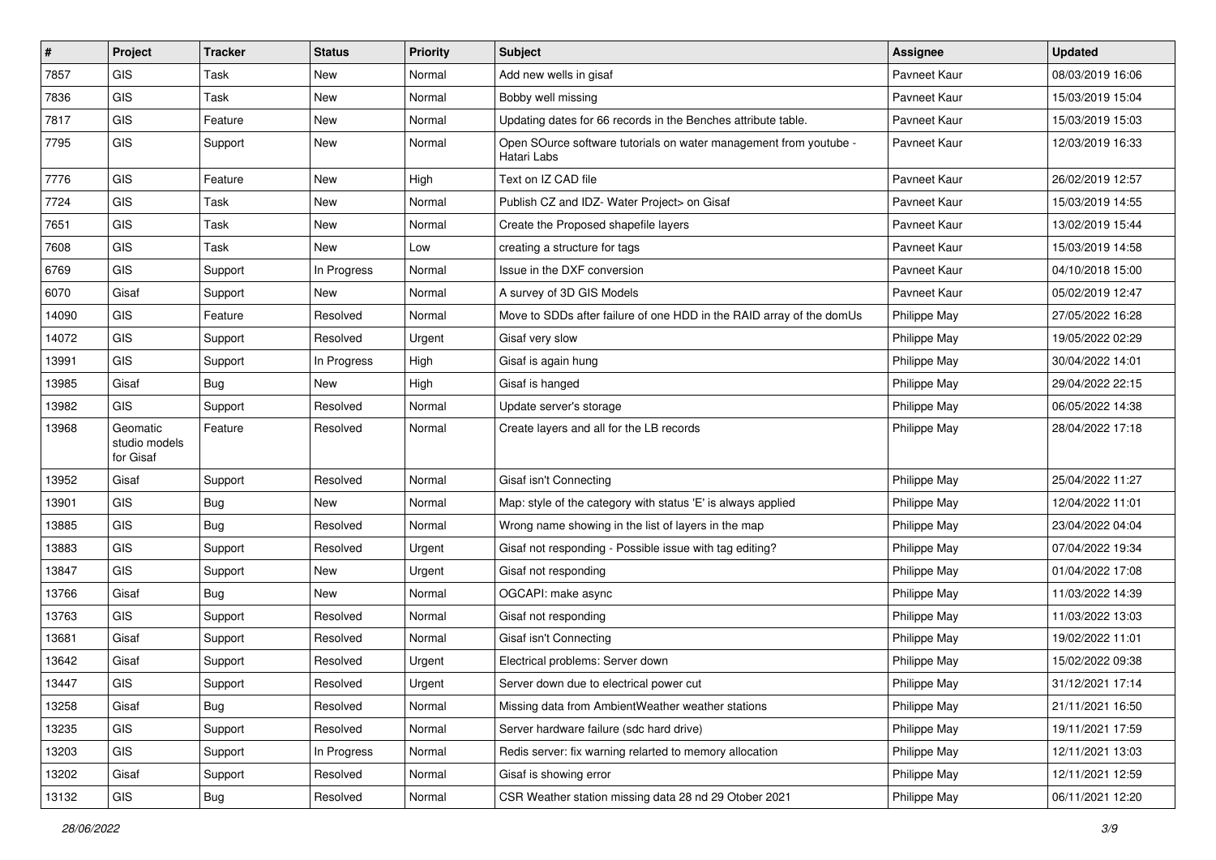| # | Project | Tracker | Status | Priority | Subject | Assignee | Updated |
|---|---|---|---|---|---|---|---|
| 7857 | GIS | Task | New | Normal | Add new wells in gisaf | Pavneet Kaur | 08/03/2019 16:06 |
| 7836 | GIS | Task | New | Normal | Bobby well missing | Pavneet Kaur | 15/03/2019 15:04 |
| 7817 | GIS | Feature | New | Normal | Updating dates for 66 records in the Benches attribute table. | Pavneet Kaur | 15/03/2019 15:03 |
| 7795 | GIS | Support | New | Normal | Open SOurce software tutorials on water management from youtube - Hatari Labs | Pavneet Kaur | 12/03/2019 16:33 |
| 7776 | GIS | Feature | New | High | Text on IZ CAD file | Pavneet Kaur | 26/02/2019 12:57 |
| 7724 | GIS | Task | New | Normal | Publish CZ and IDZ- Water Project> on Gisaf | Pavneet Kaur | 15/03/2019 14:55 |
| 7651 | GIS | Task | New | Normal | Create the Proposed shapefile layers | Pavneet Kaur | 13/02/2019 15:44 |
| 7608 | GIS | Task | New | Low | creating a structure for tags | Pavneet Kaur | 15/03/2019 14:58 |
| 6769 | GIS | Support | In Progress | Normal | Issue in the DXF conversion | Pavneet Kaur | 04/10/2018 15:00 |
| 6070 | Gisaf | Support | New | Normal | A survey of 3D GIS Models | Pavneet Kaur | 05/02/2019 12:47 |
| 14090 | GIS | Feature | Resolved | Normal | Move to SDDs after failure of one HDD in the RAID array of the domUs | Philippe May | 27/05/2022 16:28 |
| 14072 | GIS | Support | Resolved | Urgent | Gisaf very slow | Philippe May | 19/05/2022 02:29 |
| 13991 | GIS | Support | In Progress | High | Gisaf is again hung | Philippe May | 30/04/2022 14:01 |
| 13985 | Gisaf | Bug | New | High | Gisaf is hanged | Philippe May | 29/04/2022 22:15 |
| 13982 | GIS | Support | Resolved | Normal | Update server's storage | Philippe May | 06/05/2022 14:38 |
| 13968 | Geomatic studio models for Gisaf | Feature | Resolved | Normal | Create layers and all for the LB records | Philippe May | 28/04/2022 17:18 |
| 13952 | Gisaf | Support | Resolved | Normal | Gisaf isn't Connecting | Philippe May | 25/04/2022 11:27 |
| 13901 | GIS | Bug | New | Normal | Map: style of the category with status 'E' is always applied | Philippe May | 12/04/2022 11:01 |
| 13885 | GIS | Bug | Resolved | Normal | Wrong name showing in the list of layers in the map | Philippe May | 23/04/2022 04:04 |
| 13883 | GIS | Support | Resolved | Urgent | Gisaf not responding - Possible issue with tag editing? | Philippe May | 07/04/2022 19:34 |
| 13847 | GIS | Support | New | Urgent | Gisaf not responding | Philippe May | 01/04/2022 17:08 |
| 13766 | Gisaf | Bug | New | Normal | OGCAPI: make async | Philippe May | 11/03/2022 14:39 |
| 13763 | GIS | Support | Resolved | Normal | Gisaf not responding | Philippe May | 11/03/2022 13:03 |
| 13681 | Gisaf | Support | Resolved | Normal | Gisaf isn't Connecting | Philippe May | 19/02/2022 11:01 |
| 13642 | Gisaf | Support | Resolved | Urgent | Electrical problems: Server down | Philippe May | 15/02/2022 09:38 |
| 13447 | GIS | Support | Resolved | Urgent | Server down due to electrical power cut | Philippe May | 31/12/2021 17:14 |
| 13258 | Gisaf | Bug | Resolved | Normal | Missing data from AmbientWeather weather stations | Philippe May | 21/11/2021 16:50 |
| 13235 | GIS | Support | Resolved | Normal | Server hardware failure (sdc hard drive) | Philippe May | 19/11/2021 17:59 |
| 13203 | GIS | Support | In Progress | Normal | Redis server: fix warning relarted to memory allocation | Philippe May | 12/11/2021 13:03 |
| 13202 | Gisaf | Support | Resolved | Normal | Gisaf is showing error | Philippe May | 12/11/2021 12:59 |
| 13132 | GIS | Bug | Resolved | Normal | CSR Weather station missing data 28 nd 29 Otober 2021 | Philippe May | 06/11/2021 12:20 |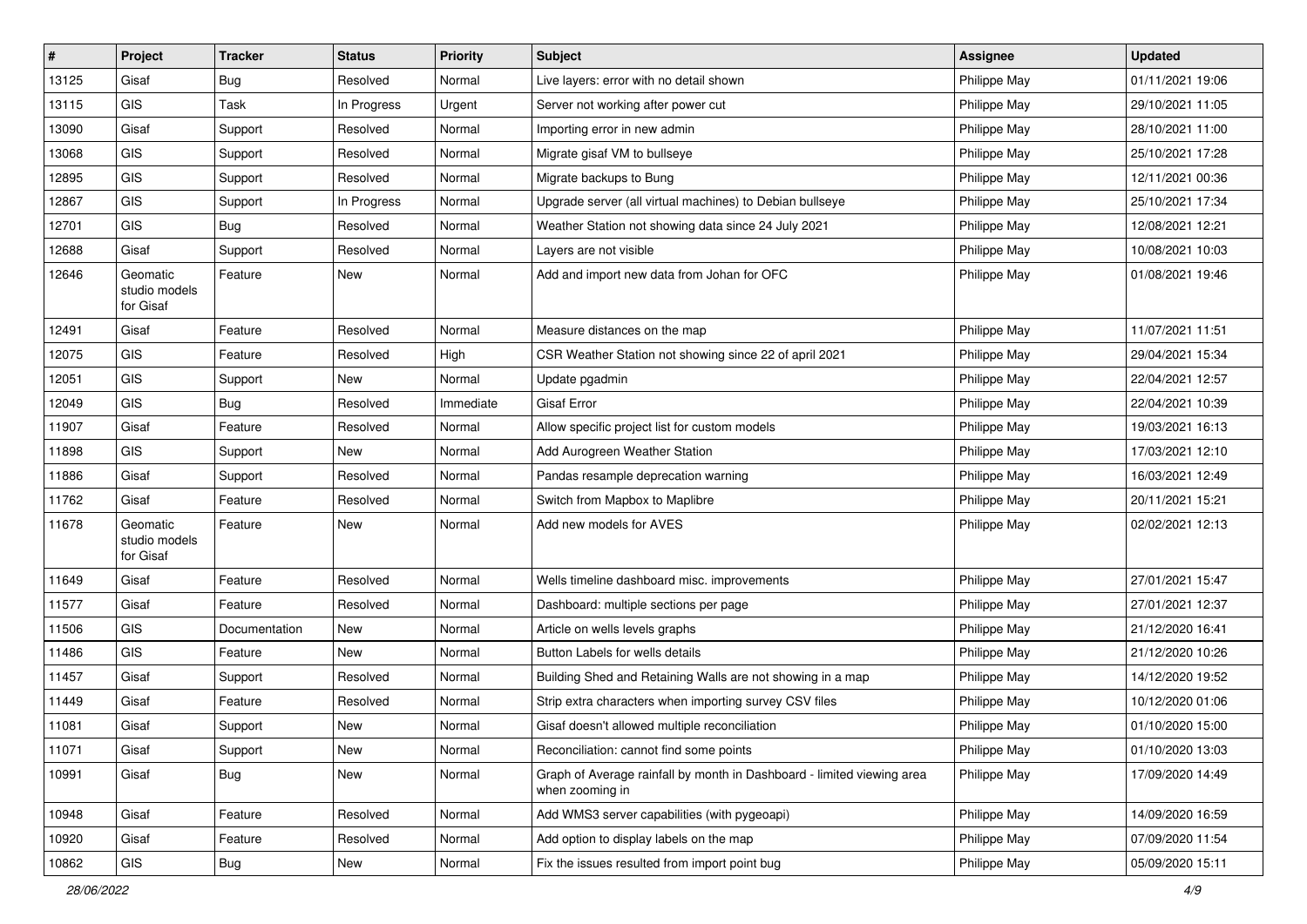| # | Project | Tracker | Status | Priority | Subject | Assignee | Updated |
|---|---|---|---|---|---|---|---|
| 13125 | Gisaf | Bug | Resolved | Normal | Live layers: error with no detail shown | Philippe May | 01/11/2021 19:06 |
| 13115 | GIS | Task | In Progress | Urgent | Server not working after power cut | Philippe May | 29/10/2021 11:05 |
| 13090 | Gisaf | Support | Resolved | Normal | Importing error in new admin | Philippe May | 28/10/2021 11:00 |
| 13068 | GIS | Support | Resolved | Normal | Migrate gisaf VM to bullseye | Philippe May | 25/10/2021 17:28 |
| 12895 | GIS | Support | Resolved | Normal | Migrate backups to Bung | Philippe May | 12/11/2021 00:36 |
| 12867 | GIS | Support | In Progress | Normal | Upgrade server (all virtual machines) to Debian bullseye | Philippe May | 25/10/2021 17:34 |
| 12701 | GIS | Bug | Resolved | Normal | Weather Station not showing data since 24 July 2021 | Philippe May | 12/08/2021 12:21 |
| 12688 | Gisaf | Support | Resolved | Normal | Layers are not visible | Philippe May | 10/08/2021 10:03 |
| 12646 | Geomatic studio models for Gisaf | Feature | New | Normal | Add and import new data from Johan for OFC | Philippe May | 01/08/2021 19:46 |
| 12491 | Gisaf | Feature | Resolved | Normal | Measure distances on the map | Philippe May | 11/07/2021 11:51 |
| 12075 | GIS | Feature | Resolved | High | CSR Weather Station not showing since 22 of april 2021 | Philippe May | 29/04/2021 15:34 |
| 12051 | GIS | Support | New | Normal | Update pgadmin | Philippe May | 22/04/2021 12:57 |
| 12049 | GIS | Bug | Resolved | Immediate | Gisaf Error | Philippe May | 22/04/2021 10:39 |
| 11907 | Gisaf | Feature | Resolved | Normal | Allow specific project list for custom models | Philippe May | 19/03/2021 16:13 |
| 11898 | GIS | Support | New | Normal | Add Aurogreen Weather Station | Philippe May | 17/03/2021 12:10 |
| 11886 | Gisaf | Support | Resolved | Normal | Pandas resample deprecation warning | Philippe May | 16/03/2021 12:49 |
| 11762 | Gisaf | Feature | Resolved | Normal | Switch from Mapbox to Maplibre | Philippe May | 20/11/2021 15:21 |
| 11678 | Geomatic studio models for Gisaf | Feature | New | Normal | Add new models for AVES | Philippe May | 02/02/2021 12:13 |
| 11649 | Gisaf | Feature | Resolved | Normal | Wells timeline dashboard misc. improvements | Philippe May | 27/01/2021 15:47 |
| 11577 | Gisaf | Feature | Resolved | Normal | Dashboard: multiple sections per page | Philippe May | 27/01/2021 12:37 |
| 11506 | GIS | Documentation | New | Normal | Article on wells levels graphs | Philippe May | 21/12/2020 16:41 |
| 11486 | GIS | Feature | New | Normal | Button Labels for wells details | Philippe May | 21/12/2020 10:26 |
| 11457 | Gisaf | Support | Resolved | Normal | Building Shed and Retaining Walls are not showing in a map | Philippe May | 14/12/2020 19:52 |
| 11449 | Gisaf | Feature | Resolved | Normal | Strip extra characters when importing survey CSV files | Philippe May | 10/12/2020 01:06 |
| 11081 | Gisaf | Support | New | Normal | Gisaf doesn't allowed multiple reconciliation | Philippe May | 01/10/2020 15:00 |
| 11071 | Gisaf | Support | New | Normal | Reconciliation: cannot find some points | Philippe May | 01/10/2020 13:03 |
| 10991 | Gisaf | Bug | New | Normal | Graph of Average rainfall by month in Dashboard - limited viewing area when zooming in | Philippe May | 17/09/2020 14:49 |
| 10948 | Gisaf | Feature | Resolved | Normal | Add WMS3 server capabilities (with pygeoapi) | Philippe May | 14/09/2020 16:59 |
| 10920 | Gisaf | Feature | Resolved | Normal | Add option to display labels on the map | Philippe May | 07/09/2020 11:54 |
| 10862 | GIS | Bug | New | Normal | Fix the issues resulted from import point bug | Philippe May | 05/09/2020 15:11 |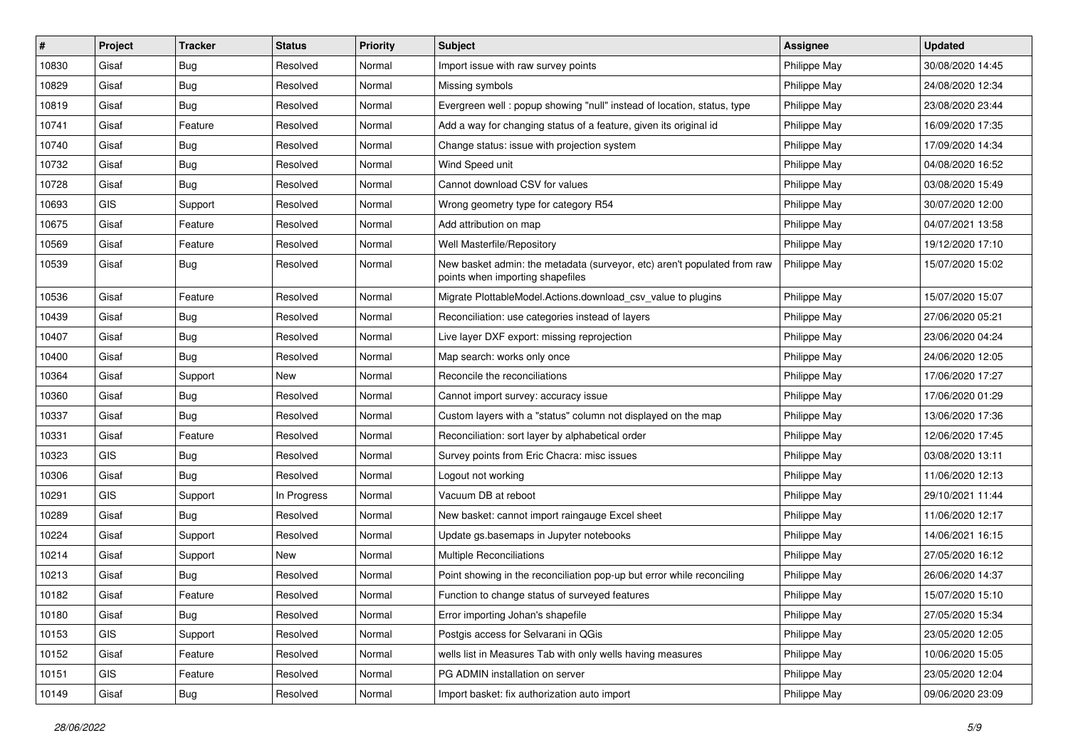| # | Project | Tracker | Status | Priority | Subject | Assignee | Updated |
|---|---|---|---|---|---|---|---|
| 10830 | Gisaf | Bug | Resolved | Normal | Import issue with raw survey points | Philippe May | 30/08/2020 14:45 |
| 10829 | Gisaf | Bug | Resolved | Normal | Missing symbols | Philippe May | 24/08/2020 12:34 |
| 10819 | Gisaf | Bug | Resolved | Normal | Evergreen well : popup showing "null" instead of location, status, type | Philippe May | 23/08/2020 23:44 |
| 10741 | Gisaf | Feature | Resolved | Normal | Add a way for changing status of a feature, given its original id | Philippe May | 16/09/2020 17:35 |
| 10740 | Gisaf | Bug | Resolved | Normal | Change status: issue with projection system | Philippe May | 17/09/2020 14:34 |
| 10732 | Gisaf | Bug | Resolved | Normal | Wind Speed unit | Philippe May | 04/08/2020 16:52 |
| 10728 | Gisaf | Bug | Resolved | Normal | Cannot download CSV for values | Philippe May | 03/08/2020 15:49 |
| 10693 | GIS | Support | Resolved | Normal | Wrong geometry type for category R54 | Philippe May | 30/07/2020 12:00 |
| 10675 | Gisaf | Feature | Resolved | Normal | Add attribution on map | Philippe May | 04/07/2021 13:58 |
| 10569 | Gisaf | Feature | Resolved | Normal | Well Masterfile/Repository | Philippe May | 19/12/2020 17:10 |
| 10539 | Gisaf | Bug | Resolved | Normal | New basket admin: the metadata (surveyor, etc) aren't populated from raw points when importing shapefiles | Philippe May | 15/07/2020 15:02 |
| 10536 | Gisaf | Feature | Resolved | Normal | Migrate PlottableModel.Actions.download_csv_value to plugins | Philippe May | 15/07/2020 15:07 |
| 10439 | Gisaf | Bug | Resolved | Normal | Reconciliation: use categories instead of layers | Philippe May | 27/06/2020 05:21 |
| 10407 | Gisaf | Bug | Resolved | Normal | Live layer DXF export: missing reprojection | Philippe May | 23/06/2020 04:24 |
| 10400 | Gisaf | Bug | Resolved | Normal | Map search: works only once | Philippe May | 24/06/2020 12:05 |
| 10364 | Gisaf | Support | New | Normal | Reconcile the reconciliations | Philippe May | 17/06/2020 17:27 |
| 10360 | Gisaf | Bug | Resolved | Normal | Cannot import survey: accuracy issue | Philippe May | 17/06/2020 01:29 |
| 10337 | Gisaf | Bug | Resolved | Normal | Custom layers with a "status" column not displayed on the map | Philippe May | 13/06/2020 17:36 |
| 10331 | Gisaf | Feature | Resolved | Normal | Reconciliation: sort layer by alphabetical order | Philippe May | 12/06/2020 17:45 |
| 10323 | GIS | Bug | Resolved | Normal | Survey points from Eric Chacra: misc issues | Philippe May | 03/08/2020 13:11 |
| 10306 | Gisaf | Bug | Resolved | Normal | Logout not working | Philippe May | 11/06/2020 12:13 |
| 10291 | GIS | Support | In Progress | Normal | Vacuum DB at reboot | Philippe May | 29/10/2021 11:44 |
| 10289 | Gisaf | Bug | Resolved | Normal | New basket: cannot import raingauge Excel sheet | Philippe May | 11/06/2020 12:17 |
| 10224 | Gisaf | Support | Resolved | Normal | Update gs.basemaps in Jupyter notebooks | Philippe May | 14/06/2021 16:15 |
| 10214 | Gisaf | Support | New | Normal | Multiple Reconciliations | Philippe May | 27/05/2020 16:12 |
| 10213 | Gisaf | Bug | Resolved | Normal | Point showing in the reconciliation pop-up but error while reconciling | Philippe May | 26/06/2020 14:37 |
| 10182 | Gisaf | Feature | Resolved | Normal | Function to change status of surveyed features | Philippe May | 15/07/2020 15:10 |
| 10180 | Gisaf | Bug | Resolved | Normal | Error importing Johan's shapefile | Philippe May | 27/05/2020 15:34 |
| 10153 | GIS | Support | Resolved | Normal | Postgis access for Selvarani in QGis | Philippe May | 23/05/2020 12:05 |
| 10152 | Gisaf | Feature | Resolved | Normal | wells list in Measures Tab with only wells having measures | Philippe May | 10/06/2020 15:05 |
| 10151 | GIS | Feature | Resolved | Normal | PG ADMIN installation on server | Philippe May | 23/05/2020 12:04 |
| 10149 | Gisaf | Bug | Resolved | Normal | Import basket: fix authorization auto import | Philippe May | 09/06/2020 23:09 |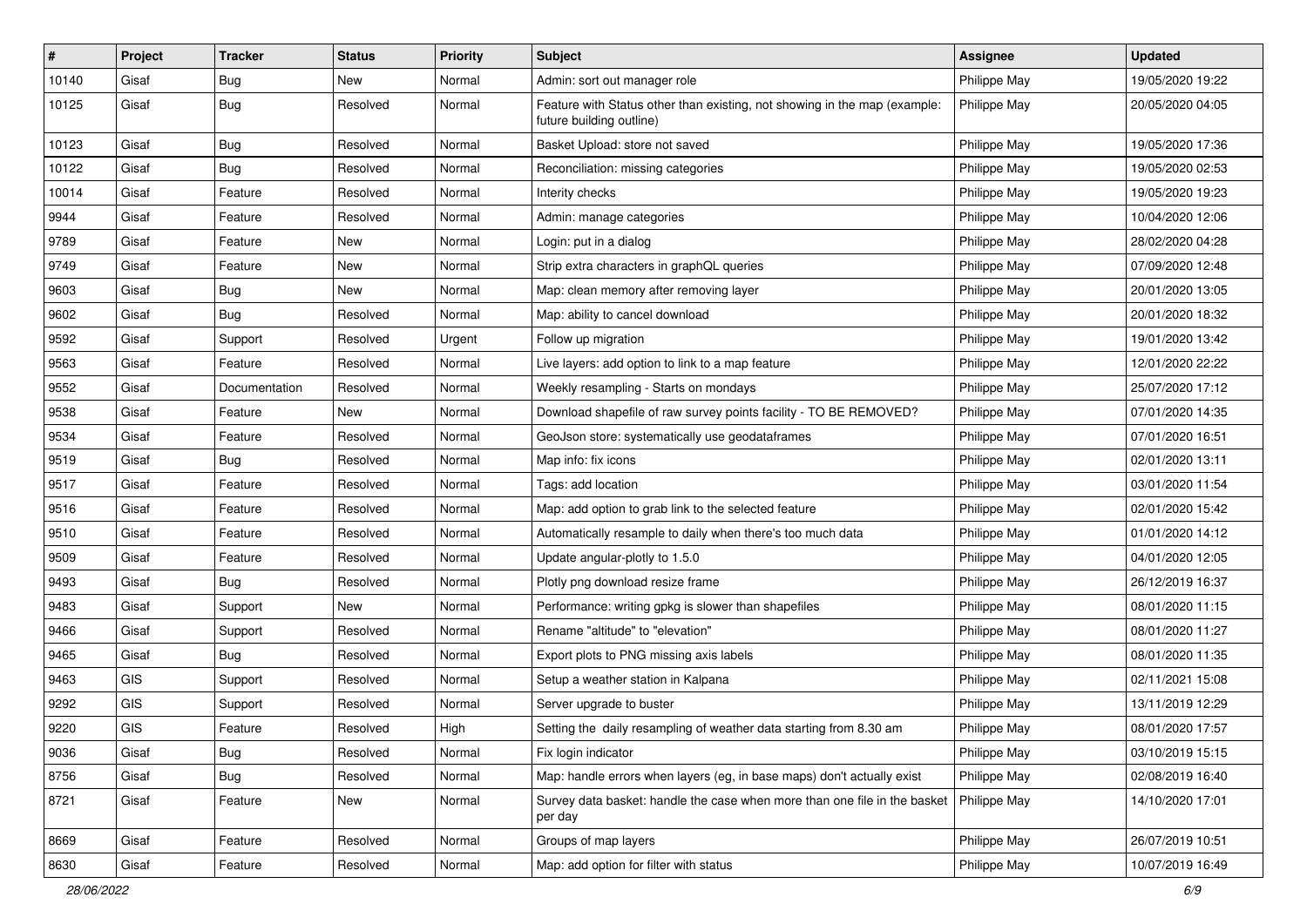| # | Project | Tracker | Status | Priority | Subject | Assignee | Updated |
|---|---|---|---|---|---|---|---|
| 10140 | Gisaf | Bug | New | Normal | Admin: sort out manager role | Philippe May | 19/05/2020 19:22 |
| 10125 | Gisaf | Bug | Resolved | Normal | Feature with Status other than existing, not showing in the map (example: future building outline) | Philippe May | 20/05/2020 04:05 |
| 10123 | Gisaf | Bug | Resolved | Normal | Basket Upload: store not saved | Philippe May | 19/05/2020 17:36 |
| 10122 | Gisaf | Bug | Resolved | Normal | Reconciliation: missing categories | Philippe May | 19/05/2020 02:53 |
| 10014 | Gisaf | Feature | Resolved | Normal | Interity checks | Philippe May | 19/05/2020 19:23 |
| 9944 | Gisaf | Feature | Resolved | Normal | Admin: manage categories | Philippe May | 10/04/2020 12:06 |
| 9789 | Gisaf | Feature | New | Normal | Login: put in a dialog | Philippe May | 28/02/2020 04:28 |
| 9749 | Gisaf | Feature | New | Normal | Strip extra characters in graphQL queries | Philippe May | 07/09/2020 12:48 |
| 9603 | Gisaf | Bug | New | Normal | Map: clean memory after removing layer | Philippe May | 20/01/2020 13:05 |
| 9602 | Gisaf | Bug | Resolved | Normal | Map: ability to cancel download | Philippe May | 20/01/2020 18:32 |
| 9592 | Gisaf | Support | Resolved | Urgent | Follow up migration | Philippe May | 19/01/2020 13:42 |
| 9563 | Gisaf | Feature | Resolved | Normal | Live layers: add option to link to a map feature | Philippe May | 12/01/2020 22:22 |
| 9552 | Gisaf | Documentation | Resolved | Normal | Weekly resampling - Starts on mondays | Philippe May | 25/07/2020 17:12 |
| 9538 | Gisaf | Feature | New | Normal | Download shapefile of raw survey points facility - TO BE REMOVED? | Philippe May | 07/01/2020 14:35 |
| 9534 | Gisaf | Feature | Resolved | Normal | GeoJson store: systematically use geodataframes | Philippe May | 07/01/2020 16:51 |
| 9519 | Gisaf | Bug | Resolved | Normal | Map info: fix icons | Philippe May | 02/01/2020 13:11 |
| 9517 | Gisaf | Feature | Resolved | Normal | Tags: add location | Philippe May | 03/01/2020 11:54 |
| 9516 | Gisaf | Feature | Resolved | Normal | Map: add option to grab link to the selected feature | Philippe May | 02/01/2020 15:42 |
| 9510 | Gisaf | Feature | Resolved | Normal | Automatically resample to daily when there's too much data | Philippe May | 01/01/2020 14:12 |
| 9509 | Gisaf | Feature | Resolved | Normal | Update angular-plotly to 1.5.0 | Philippe May | 04/01/2020 12:05 |
| 9493 | Gisaf | Bug | Resolved | Normal | Plotly png download resize frame | Philippe May | 26/12/2019 16:37 |
| 9483 | Gisaf | Support | New | Normal | Performance: writing gpkg is slower than shapefiles | Philippe May | 08/01/2020 11:15 |
| 9466 | Gisaf | Support | Resolved | Normal | Rename "altitude" to "elevation" | Philippe May | 08/01/2020 11:27 |
| 9465 | Gisaf | Bug | Resolved | Normal | Export plots to PNG missing axis labels | Philippe May | 08/01/2020 11:35 |
| 9463 | GIS | Support | Resolved | Normal | Setup a weather station in Kalpana | Philippe May | 02/11/2021 15:08 |
| 9292 | GIS | Support | Resolved | Normal | Server upgrade to buster | Philippe May | 13/11/2019 12:29 |
| 9220 | GIS | Feature | Resolved | High | Setting the daily resampling of weather data starting from 8.30 am | Philippe May | 08/01/2020 17:57 |
| 9036 | Gisaf | Bug | Resolved | Normal | Fix login indicator | Philippe May | 03/10/2019 15:15 |
| 8756 | Gisaf | Bug | Resolved | Normal | Map: handle errors when layers (eg, in base maps) don't actually exist | Philippe May | 02/08/2019 16:40 |
| 8721 | Gisaf | Feature | New | Normal | Survey data basket: handle the case when more than one file in the basket per day | Philippe May | 14/10/2020 17:01 |
| 8669 | Gisaf | Feature | Resolved | Normal | Groups of map layers | Philippe May | 26/07/2019 10:51 |
| 8630 | Gisaf | Feature | Resolved | Normal | Map: add option for filter with status | Philippe May | 10/07/2019 16:49 |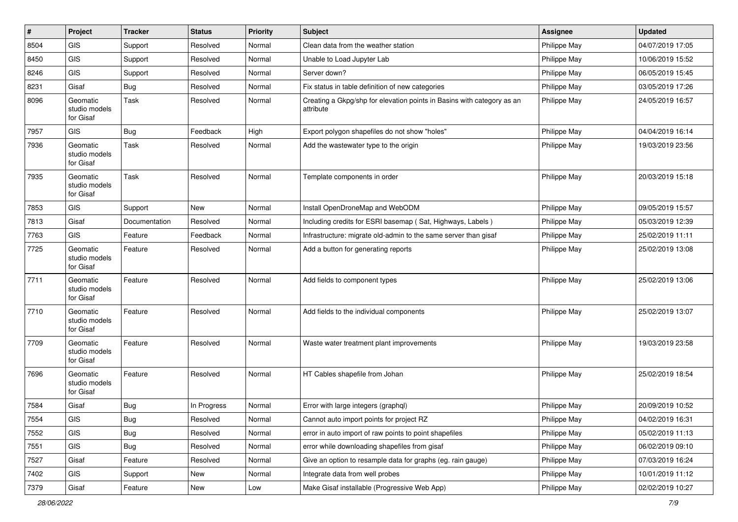| # | Project | Tracker | Status | Priority | Subject | Assignee | Updated |
|---|---|---|---|---|---|---|---|
| 8504 | GIS | Support | Resolved | Normal | Clean data from the weather station | Philippe May | 04/07/2019 17:05 |
| 8450 | GIS | Support | Resolved | Normal | Unable to Load Jupyter Lab | Philippe May | 10/06/2019 15:52 |
| 8246 | GIS | Support | Resolved | Normal | Server down? | Philippe May | 06/05/2019 15:45 |
| 8231 | Gisaf | Bug | Resolved | Normal | Fix status in table definition of new categories | Philippe May | 03/05/2019 17:26 |
| 8096 | Geomatic studio models for Gisaf | Task | Resolved | Normal | Creating a Gkpg/shp for elevation points in Basins with category as an attribute | Philippe May | 24/05/2019 16:57 |
| 7957 | GIS | Bug | Feedback | High | Export polygon shapefiles do not show "holes" | Philippe May | 04/04/2019 16:14 |
| 7936 | Geomatic studio models for Gisaf | Task | Resolved | Normal | Add the wastewater type to the origin | Philippe May | 19/03/2019 23:56 |
| 7935 | Geomatic studio models for Gisaf | Task | Resolved | Normal | Template components in order | Philippe May | 20/03/2019 15:18 |
| 7853 | GIS | Support | New | Normal | Install OpenDroneMap and WebODM | Philippe May | 09/05/2019 15:57 |
| 7813 | Gisaf | Documentation | Resolved | Normal | Including credits for ESRI basemap ( Sat, Highways, Labels ) | Philippe May | 05/03/2019 12:39 |
| 7763 | GIS | Feature | Feedback | Normal | Infrastructure: migrate old-admin to the same server than gisaf | Philippe May | 25/02/2019 11:11 |
| 7725 | Geomatic studio models for Gisaf | Feature | Resolved | Normal | Add a button for generating reports | Philippe May | 25/02/2019 13:08 |
| 7711 | Geomatic studio models for Gisaf | Feature | Resolved | Normal | Add fields to component types | Philippe May | 25/02/2019 13:06 |
| 7710 | Geomatic studio models for Gisaf | Feature | Resolved | Normal | Add fields to the individual components | Philippe May | 25/02/2019 13:07 |
| 7709 | Geomatic studio models for Gisaf | Feature | Resolved | Normal | Waste water treatment plant improvements | Philippe May | 19/03/2019 23:58 |
| 7696 | Geomatic studio models for Gisaf | Feature | Resolved | Normal | HT Cables shapefile from Johan | Philippe May | 25/02/2019 18:54 |
| 7584 | Gisaf | Bug | In Progress | Normal | Error with large integers (graphql) | Philippe May | 20/09/2019 10:52 |
| 7554 | GIS | Bug | Resolved | Normal | Cannot auto import points for project RZ | Philippe May | 04/02/2019 16:31 |
| 7552 | GIS | Bug | Resolved | Normal | error in auto import of raw points to point shapefiles | Philippe May | 05/02/2019 11:13 |
| 7551 | GIS | Bug | Resolved | Normal | error while downloading shapefiles from gisaf | Philippe May | 06/02/2019 09:10 |
| 7527 | Gisaf | Feature | Resolved | Normal | Give an option to resample data for graphs (eg. rain gauge) | Philippe May | 07/03/2019 16:24 |
| 7402 | GIS | Support | New | Normal | Integrate data from well probes | Philippe May | 10/01/2019 11:12 |
| 7379 | Gisaf | Feature | New | Low | Make Gisaf installable (Progressive Web App) | Philippe May | 02/02/2019 10:27 |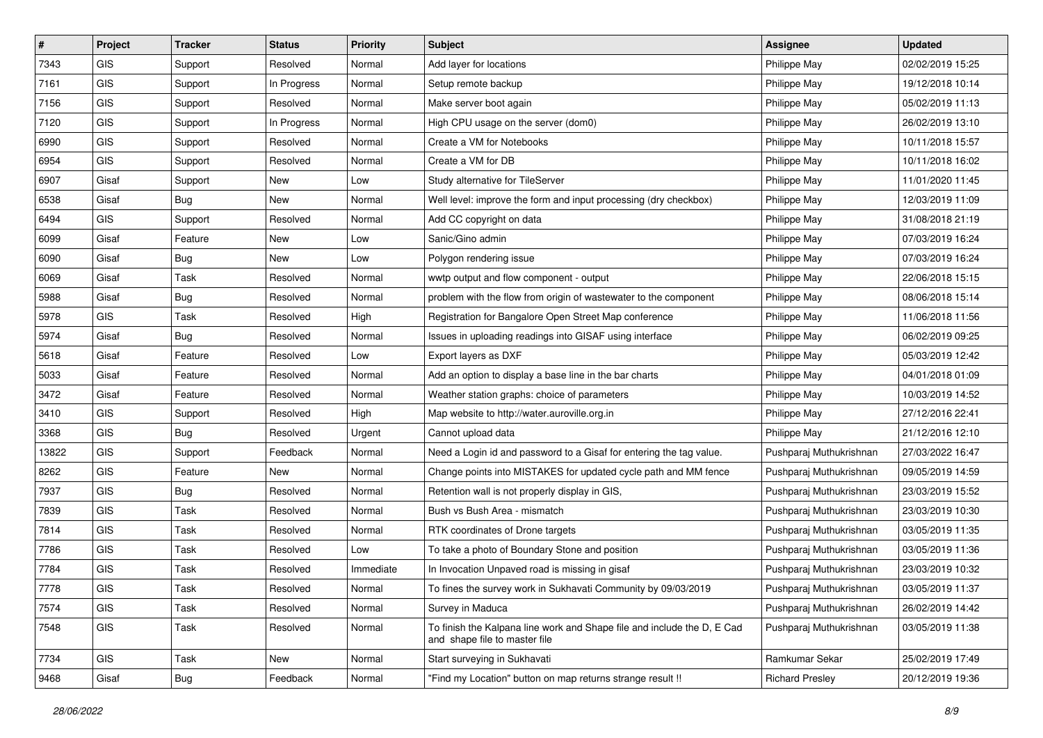| # | Project | Tracker | Status | Priority | Subject | Assignee | Updated |
|---|---|---|---|---|---|---|---|
| 7343 | GIS | Support | Resolved | Normal | Add layer for locations | Philippe May | 02/02/2019 15:25 |
| 7161 | GIS | Support | In Progress | Normal | Setup remote backup | Philippe May | 19/12/2018 10:14 |
| 7156 | GIS | Support | Resolved | Normal | Make server boot again | Philippe May | 05/02/2019 11:13 |
| 7120 | GIS | Support | In Progress | Normal | High CPU usage on the server (dom0) | Philippe May | 26/02/2019 13:10 |
| 6990 | GIS | Support | Resolved | Normal | Create a VM for Notebooks | Philippe May | 10/11/2018 15:57 |
| 6954 | GIS | Support | Resolved | Normal | Create a VM for DB | Philippe May | 10/11/2018 16:02 |
| 6907 | Gisaf | Support | New | Low | Study alternative for TileServer | Philippe May | 11/01/2020 11:45 |
| 6538 | Gisaf | Bug | New | Normal | Well level: improve the form and input processing (dry checkbox) | Philippe May | 12/03/2019 11:09 |
| 6494 | GIS | Support | Resolved | Normal | Add CC copyright on data | Philippe May | 31/08/2018 21:19 |
| 6099 | Gisaf | Feature | New | Low | Sanic/Gino admin | Philippe May | 07/03/2019 16:24 |
| 6090 | Gisaf | Bug | New | Low | Polygon rendering issue | Philippe May | 07/03/2019 16:24 |
| 6069 | Gisaf | Task | Resolved | Normal | wwtp output and flow component - output | Philippe May | 22/06/2018 15:15 |
| 5988 | Gisaf | Bug | Resolved | Normal | problem with the flow from origin of wastewater to the component | Philippe May | 08/06/2018 15:14 |
| 5978 | GIS | Task | Resolved | High | Registration for Bangalore Open Street Map conference | Philippe May | 11/06/2018 11:56 |
| 5974 | Gisaf | Bug | Resolved | Normal | Issues in uploading readings into GISAF using interface | Philippe May | 06/02/2019 09:25 |
| 5618 | Gisaf | Feature | Resolved | Low | Export layers as DXF | Philippe May | 05/03/2019 12:42 |
| 5033 | Gisaf | Feature | Resolved | Normal | Add an option to display a base line in the bar charts | Philippe May | 04/01/2018 01:09 |
| 3472 | Gisaf | Feature | Resolved | Normal | Weather station graphs: choice of parameters | Philippe May | 10/03/2019 14:52 |
| 3410 | GIS | Support | Resolved | High | Map website to http://water.auroville.org.in | Philippe May | 27/12/2016 22:41 |
| 3368 | GIS | Bug | Resolved | Urgent | Cannot upload data | Philippe May | 21/12/2016 12:10 |
| 13822 | GIS | Support | Feedback | Normal | Need a Login id and password to a Gisaf for entering the tag value. | Pushparaj Muthukrishnan | 27/03/2022 16:47 |
| 8262 | GIS | Feature | New | Normal | Change points into MISTAKES for updated cycle path and MM fence | Pushparaj Muthukrishnan | 09/05/2019 14:59 |
| 7937 | GIS | Bug | Resolved | Normal | Retention wall is not properly display in GIS, | Pushparaj Muthukrishnan | 23/03/2019 15:52 |
| 7839 | GIS | Task | Resolved | Normal | Bush vs Bush Area - mismatch | Pushparaj Muthukrishnan | 23/03/2019 10:30 |
| 7814 | GIS | Task | Resolved | Normal | RTK coordinates of Drone targets | Pushparaj Muthukrishnan | 03/05/2019 11:35 |
| 7786 | GIS | Task | Resolved | Low | To take a photo of Boundary Stone and position | Pushparaj Muthukrishnan | 03/05/2019 11:36 |
| 7784 | GIS | Task | Resolved | Immediate | In Invocation Unpaved road is missing in gisaf | Pushparaj Muthukrishnan | 23/03/2019 10:32 |
| 7778 | GIS | Task | Resolved | Normal | To fines the survey work in Sukhavati Community by 09/03/2019 | Pushparaj Muthukrishnan | 03/05/2019 11:37 |
| 7574 | GIS | Task | Resolved | Normal | Survey in Maduca | Pushparaj Muthukrishnan | 26/02/2019 14:42 |
| 7548 | GIS | Task | Resolved | Normal | To finish the Kalpana line work and Shape file and include the D, E Cad and shape file to master file | Pushparaj Muthukrishnan | 03/05/2019 11:38 |
| 7734 | GIS | Task | New | Normal | Start surveying in Sukhavati | Ramkumar Sekar | 25/02/2019 17:49 |
| 9468 | Gisaf | Bug | Feedback | Normal | "Find my Location" button on map returns strange result !! | Richard Presley | 20/12/2019 19:36 |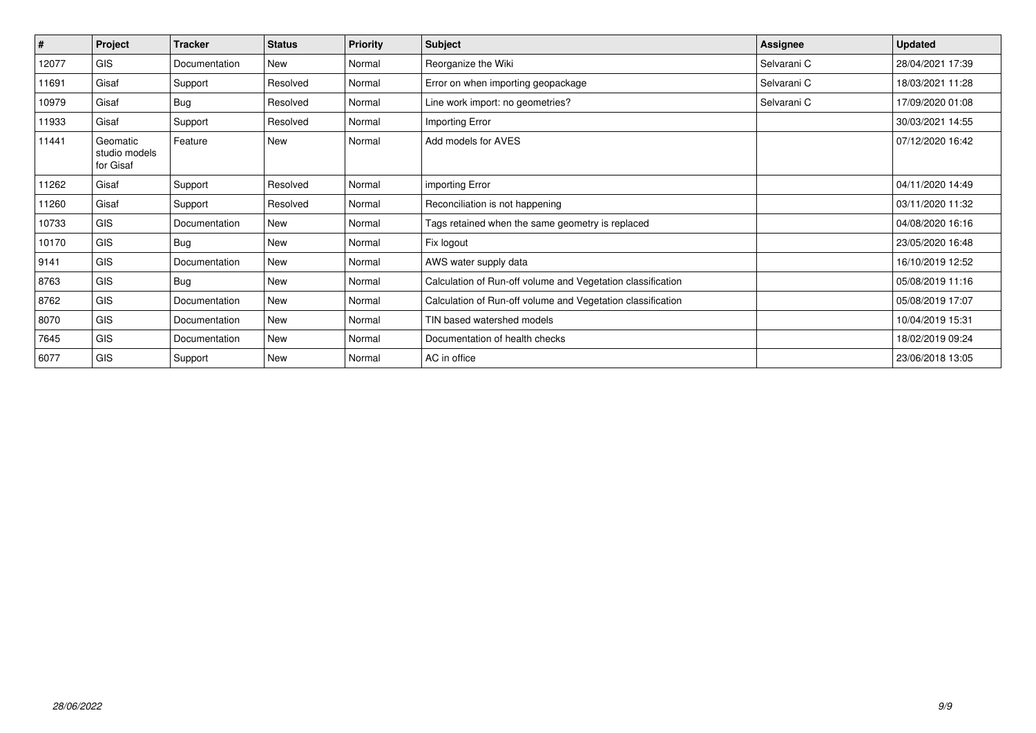| # | Project | Tracker | Status | Priority | Subject | Assignee | Updated |
|---|---|---|---|---|---|---|---|
| 12077 | GIS | Documentation | New | Normal | Reorganize the Wiki | Selvarani C | 28/04/2021 17:39 |
| 11691 | Gisaf | Support | Resolved | Normal | Error on when importing geopackage | Selvarani C | 18/03/2021 11:28 |
| 10979 | Gisaf | Bug | Resolved | Normal | Line work import: no geometries? | Selvarani C | 17/09/2020 01:08 |
| 11933 | Gisaf | Support | Resolved | Normal | Importing Error | | 30/03/2021 14:55 |
| 11441 | Geomatic studio models for Gisaf | Feature | New | Normal | Add models for AVES | | 07/12/2020 16:42 |
| 11262 | Gisaf | Support | Resolved | Normal | importing Error | | 04/11/2020 14:49 |
| 11260 | Gisaf | Support | Resolved | Normal | Reconciliation is not happening | | 03/11/2020 11:32 |
| 10733 | GIS | Documentation | New | Normal | Tags retained when the same geometry is replaced | | 04/08/2020 16:16 |
| 10170 | GIS | Bug | New | Normal | Fix logout | | 23/05/2020 16:48 |
| 9141 | GIS | Documentation | New | Normal | AWS water supply data | | 16/10/2019 12:52 |
| 8763 | GIS | Bug | New | Normal | Calculation of Run-off volume and Vegetation classification | | 05/08/2019 11:16 |
| 8762 | GIS | Documentation | New | Normal | Calculation of Run-off volume and Vegetation classification | | 05/08/2019 17:07 |
| 8070 | GIS | Documentation | New | Normal | TIN based watershed models | | 10/04/2019 15:31 |
| 7645 | GIS | Documentation | New | Normal | Documentation of health checks | | 18/02/2019 09:24 |
| 6077 | GIS | Support | New | Normal | AC in office | | 23/06/2018 13:05 |